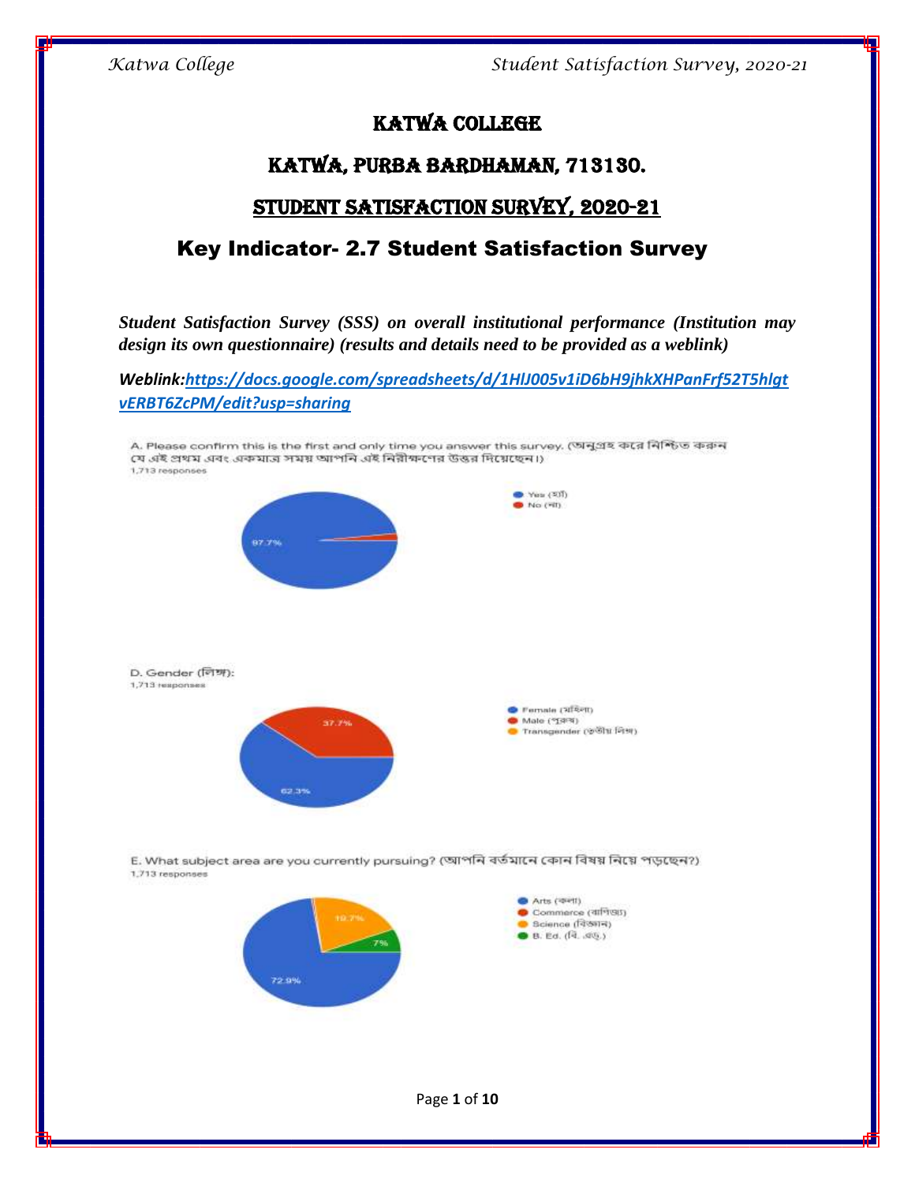# KATWA COLLEGE

## KATWA, PURBA BARDHAMAN, 713130.

## STUDENT SATISFACTION SURVEY, 2020-21

## Key Indicator- 2.7 Student Satisfaction Survey

***Student Satisfaction Survey (SSS) on overall institutional performance (Institution may design its own questionnaire) (results and details need to be provided as a weblink)***

***Weblink:[https://docs.google.com/spreadsheets/d/1HlJ005v1iD6bH9jhkXHPanFrf52T5hlgtvERBT6ZcPM/edit?usp=sharing](https://docs.google.com/spreadsheets/d/1HlJ005v1iD6bH9jhkXHPanFrf52T5hlgtvERBT6ZcPM/edit?usp=sharing)***

A. Please confirm this is the first and only time you answer this survey. (অনুগ্রহ করে নিশ্চিত করুন যে এই প্রথম এবং একমাত্র সময় আপনি এই নিরীক্ষণের উত্তর দিয়েছেন।)
1,713 responses

- Yes (হ্যাঁ): 97.7%
- No (না)

D. Gender (লিঙ্গ):
1,713 responses

- Female (মহিলা): 62.3%
- Male (পুরুষ): 37.7%
- Transgender (তৃতীয় লিঙ্গ)

E. What subject area are you currently pursuing? (আপনি বর্তমানে কোন বিষয় নিয়ে পড়ছেন?)
1,713 responses

- Arts (কলা): 72.9%
- Commerce (বাণিজ্য)
- Science (বিজ্ঞান): 19.7%
- B. Ed. (বি. এড্.): 7%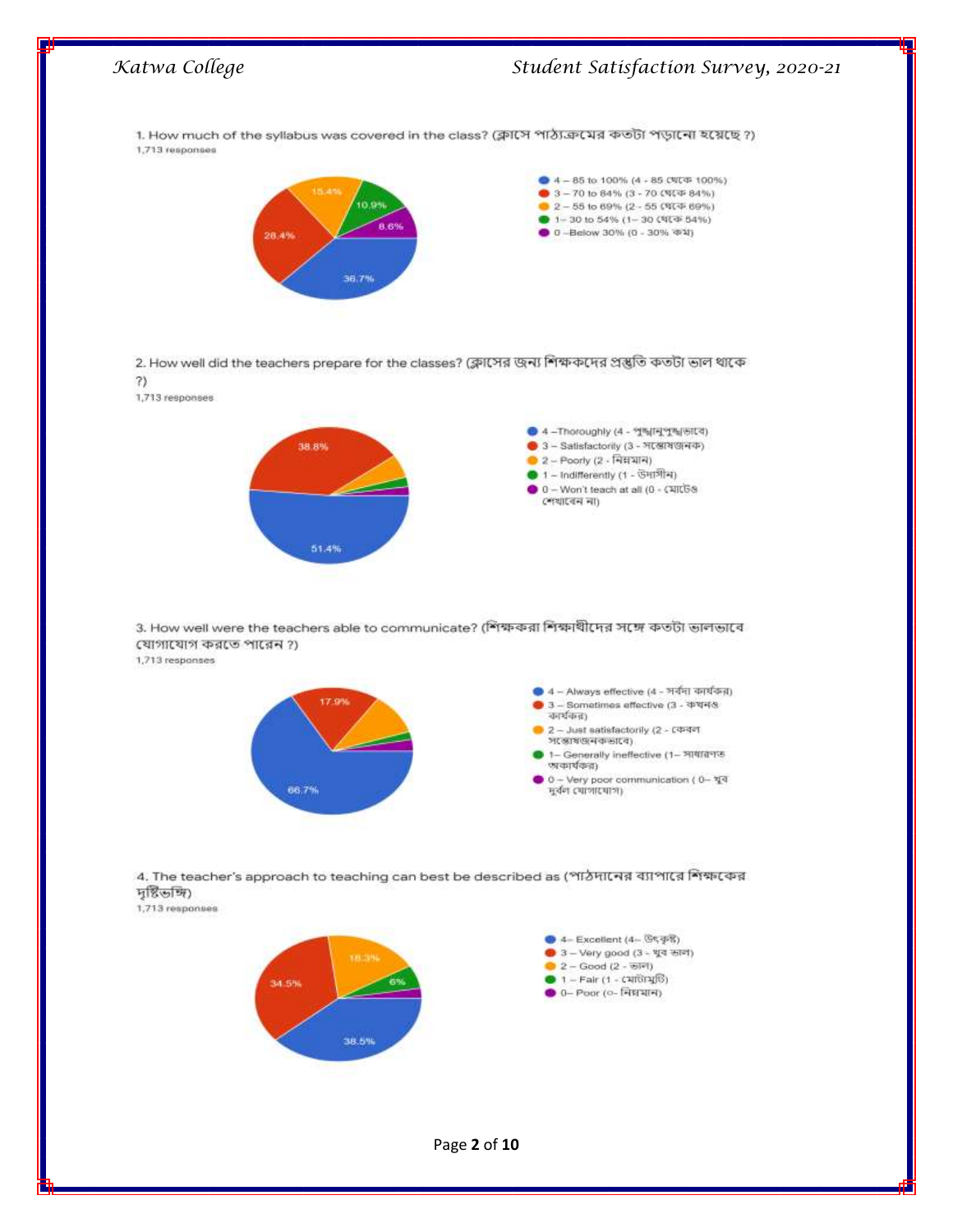1. How much of the syllabus was covered in the class? (ক্লাসে পাঠ্যক্রমের কতটা পড়ানো হয়েছে ?)

1,713 responses

- 4 – 85 to 100% (4 - 85 থেকে 100%) — 36.7%
- 3 – 70 to 84% (3 - 70 থেকে 84%) — 28.4%
- 2 – 55 to 69% (2 - 55 থেকে 69%) — 15.4%
- 1– 30 to 54% (1– 30 থেকে 54%) — 10.9%
- 0 –Below 30% (0 - 30% কম) — 8.6%

2. How well did the teachers prepare for the classes? (ক্লাসের জন্য শিক্ষকদের প্রস্তুতি কতটা ভাল থাকে ?)

1,713 responses

- 4 –Thoroughly (4 - পুঙ্খানুপুঙ্খভাবে) — 51.4%
- 3 – Satisfactorily (3 - সন্তোষজনক) — 38.8%
- 2 – Poorly (2 - নিম্নমান)
- 1 – Indifferently (1 - উদাসীন)
- 0 – Won't teach at all (0 - মোটেও শেখাবেন না)

3. How well were the teachers able to communicate? (শিক্ষকরা শিক্ষার্থীদের সঙ্গে কতটা ভালভাবে যোগাযোগ করতে পারেন ?)

1,713 responses

- 4 – Always effective (4 - সর্বদা কার্যকর) — 66.7%
- 3 – Sometimes effective (3 - কখনও কার্যকর) — 17.9%
- 2 – Just satisfactorily (2 - কেবল সন্তোষজনকভাবে)
- 1– Generally ineffective (1– সাধারণত অকার্যকর)
- 0 – Very poor communication ( 0– খুব দুর্বল যোগাযোগ)

4. The teacher's approach to teaching can best be described as (পাঠদানের ব্যাপারে শিক্ষকের দৃষ্টিভঙ্গি)

1,713 responses

- 4– Excellent (4– উৎকৃষ্ট) — 38.5%
- 3 – Very good (3 - খুব ভাল) — 34.5%
- 2 – Good (2 - ভাল) — 18.3%
- 1 – Fair (1 - মোটামুটি) — 6%
- 0– Poor (০– নিম্নমান)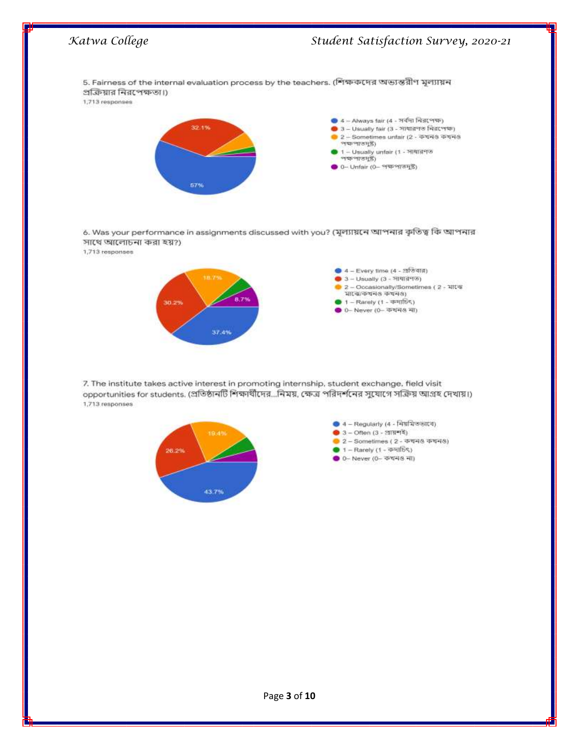5. Fairness of the internal evaluation process by the teachers. (শিক্ষকদের অভ্যন্তরীণ মূল্যায়ন প্রক্রিয়ার নিরপেক্ষতা।)

1,713 responses

- 4 – Always fair (4 - সর্বদা নিরপেক্ষ)
- 3 – Usually fair (3 - সাধারণত নিরপেক্ষ)
- 2 – Sometimes unfair (2 - কখনও কখনও পক্ষপাতদুষ্ট)
- 1 – Usually unfair (1 - সাধারণত পক্ষপাতদুষ্ট)
- 0– Unfair (0– পক্ষপাতদুষ্ট)

57%, 32.1%

6. Was your performance in assignments discussed with you? (মূল্যায়নে আপনার কৃতিত্ব কি আপনার সাথে আলোচনা করা হয়?)

1,713 responses

- 4 – Every time (4 - প্রতিবার)
- 3 – Usually (3 - সাধারণত)
- 2 – Occasionally/Sometimes ( 2 - মাঝে মাঝে/কখনও কখনও)
- 1 – Rarely (1 - কদাচিৎ)
- 0– Never (0– কখনও না)

37.4%, 30.2%, 18.7%, 8.7%

7. The institute takes active interest in promoting internship, student exchange, field visit opportunities for students. (প্রতিষ্ঠানটি শিক্ষার্থীদের...নিময়, ক্ষেত্র পরিদর্শনের সুযোগে সক্রিয় আগ্রহ দেখায়।)

1,713 responses

- 4 – Regularly (4 - নিয়মিতভাবে)
- 3 – Often (3 - প্রায়শই)
- 2 – Sometimes ( 2 - কখনও কখনও)
- 1 – Rarely (1 - কদাচিৎ)
- 0– Never (0– কখনও না)

43.7%, 26.2%, 19.4%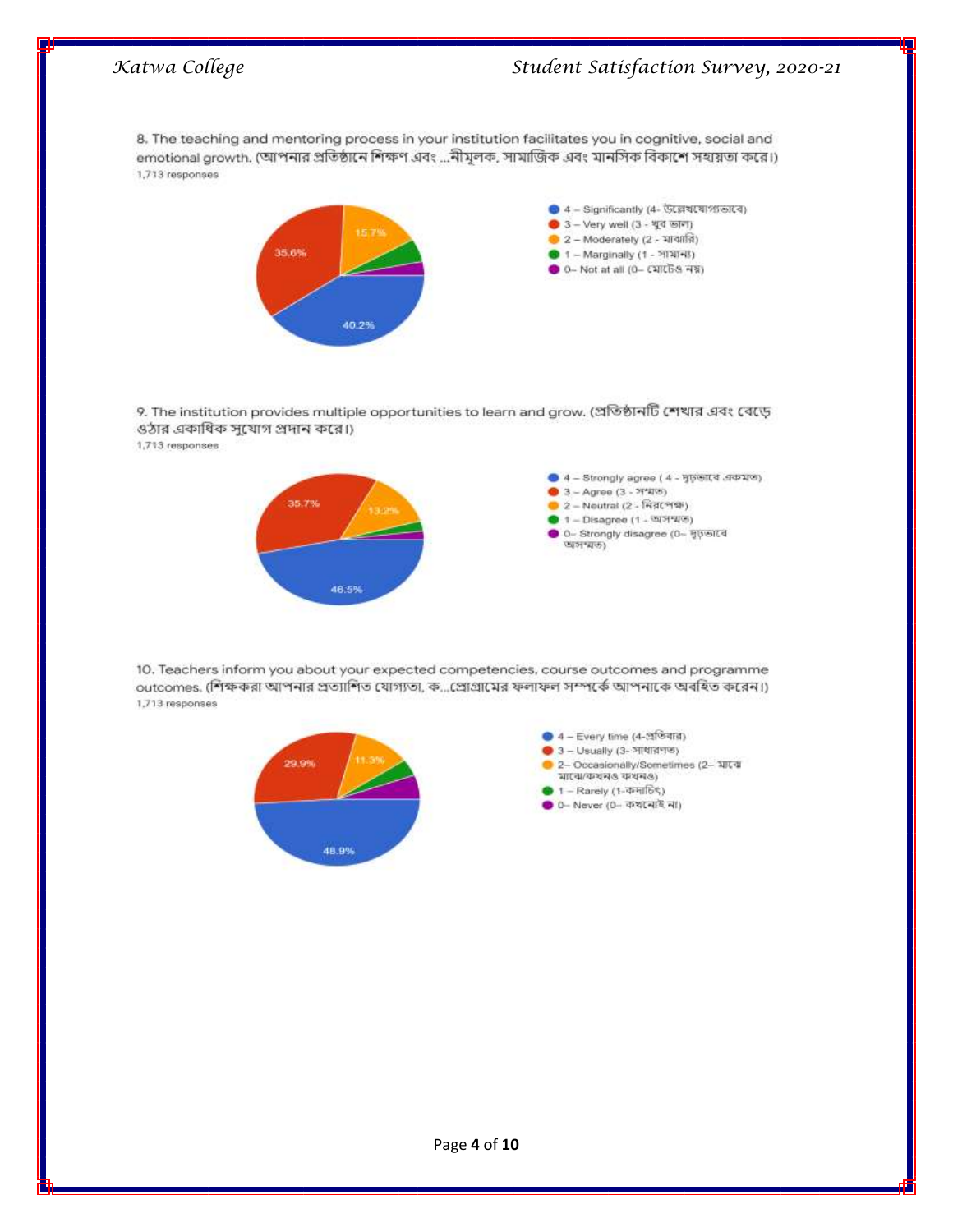8. The teaching and mentoring process in your institution facilitates you in cognitive, social and emotional growth. (আপনার প্রতিষ্ঠানে শিক্ষণ এবং ...নীমূলক, সামাজিক এবং মানসিক বিকাশে সহায়তা করে।)

1,713 responses

- 4 – Significantly (4- উল্লেখযোগ্যভাবে): 40.2%
- 3 – Very well (3 - খুব ভাল): 35.6%
- 2 – Moderately (2 - মাঝারি): 15.7%
- 1 – Marginally (1 - সামান্য)
- 0– Not at all (0– মোটেও নয়)

9. The institution provides multiple opportunities to learn and grow. (প্রতিষ্ঠানটি শেখার এবং বেড়ে ওঠার একাধিক সুযোগ প্রদান করে।)

1,713 responses

- 4 – Strongly agree ( 4 - দৃঢ়ভাবে একমত): 46.5%
- 3 – Agree (3 - সম্মত): 35.7%
- 2 – Neutral (2 - নিরপেক্ষ): 13.2%
- 1 – Disagree (1 - অসম্মত)
- 0– Strongly disagree (0– দৃঢ়ভাবে অসম্মত)

10. Teachers inform you about your expected competencies, course outcomes and programme outcomes. (শিক্ষকরা আপনার প্রত্যাশিত যোগ্যতা, ক...প্রোগ্রামের ফলাফল সম্পর্কে আপনাকে অবহিত করেন।)

1,713 responses

- 4 – Every time (4-প্রতিবার): 48.9%
- 3 – Usually (3- সাধারণত): 29.9%
- 2– Occasionally/Sometimes (2– মাঝে মাঝে/কখনও কখনও): 11.3%
- 1 – Rarely (1-কদাচিৎ)
- 0– Never (0– কখনোই না)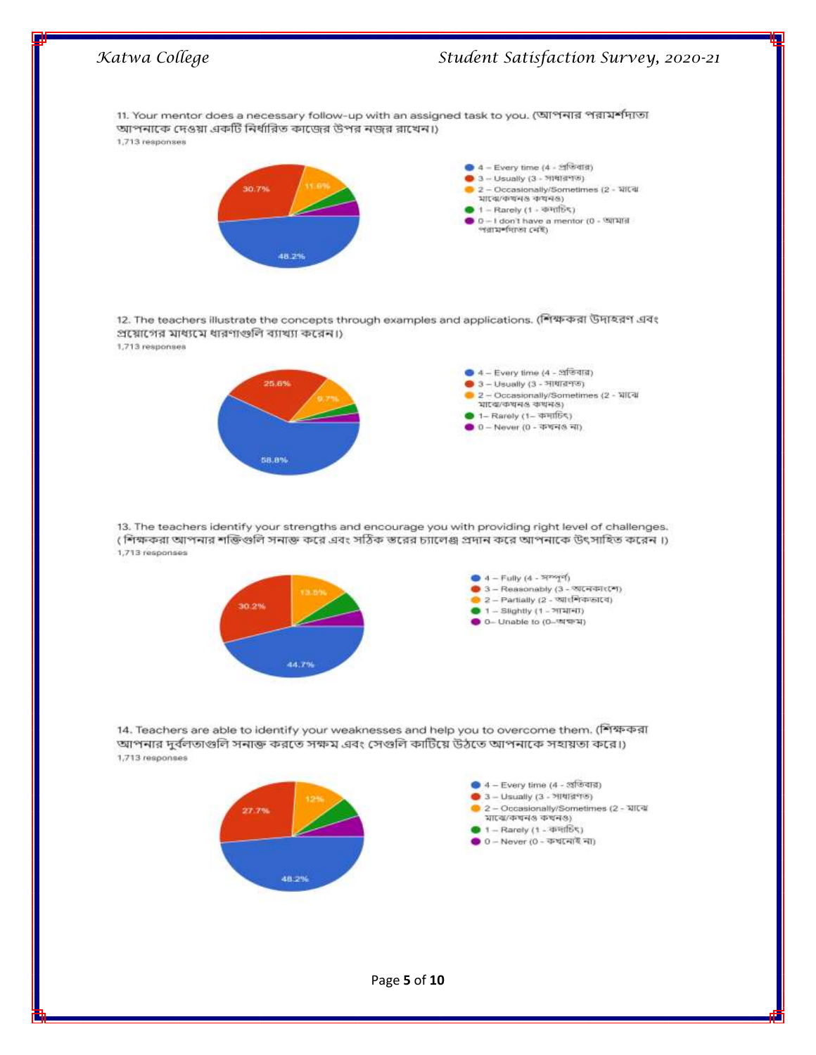11. Your mentor does a necessary follow-up with an assigned task to you. (আপনার পরামর্শদাতা আপনাকে দেওয়া একটি নির্ধারিত কাজের উপর নজর রাখেন।)

1,713 responses

- 4 – Every time (4 - প্রতিবার)
- 3 – Usually (3 - সাধারণত)
- 2 – Occasionally/Sometimes (2 - মাঝে মাঝে/কখনও কখনও)
- 1 – Rarely (1 - কদাচিৎ)
- 0 – I don't have a mentor (0 - আমার পরামর্শদাতা নেই)

48.2%, 30.7%, 11.6%

12. The teachers illustrate the concepts through examples and applications. (শিক্ষকরা উদাহরণ এবং প্রয়োগের মাধ্যমে ধারণাগুলি ব্যাখ্যা করেন।)

1,713 responses

- 4 – Every time (4 - প্রতিবার)
- 3 – Usually (3 - সাধারণত)
- 2 – Occasionally/Sometimes (2 - মাঝে মাঝে/কখনও কখনও)
- 1– Rarely (1– কদাচিৎ)
- 0 – Never (0 - কখনও না)

58.8%, 25.6%, 9.7%

13. The teachers identify your strengths and encourage you with providing right level of challenges. ( শিক্ষকরা আপনার শক্তিগুলি সনাক্ত করে এবং সঠিক স্তরের চ্যালেঞ্জ প্রদান করে আপনাকে উৎসাহিত করেন ।)

1,713 responses

- 4 – Fully (4 - সম্পূর্ণ)
- 3 – Reasonably (3 - অনেকাংশে)
- 2 – Partially (2 - আংশিকভাবে)
- 1 – Slightly (1 - সামান্য)
- 0– Unable to (0–অক্ষম)

44.7%, 30.2%, 13.5%

14. Teachers are able to identify your weaknesses and help you to overcome them. (শিক্ষকরা আপনার দুর্বলতাগুলি সনাক্ত করতে সক্ষম এবং সেগুলি কাটিয়ে উঠতে আপনাকে সহায়তা করে।)

1,713 responses

- 4 – Every time (4 - প্রতিবার)
- 3 – Usually (3 - সাধারণত)
- 2 – Occasionally/Sometimes (2 - মাঝে মাঝে/কখনও কখনও)
- 1 – Rarely (1 - কদাচিৎ)
- 0 – Never (0 - কখনোই না)

48.2%, 27.7%, 12%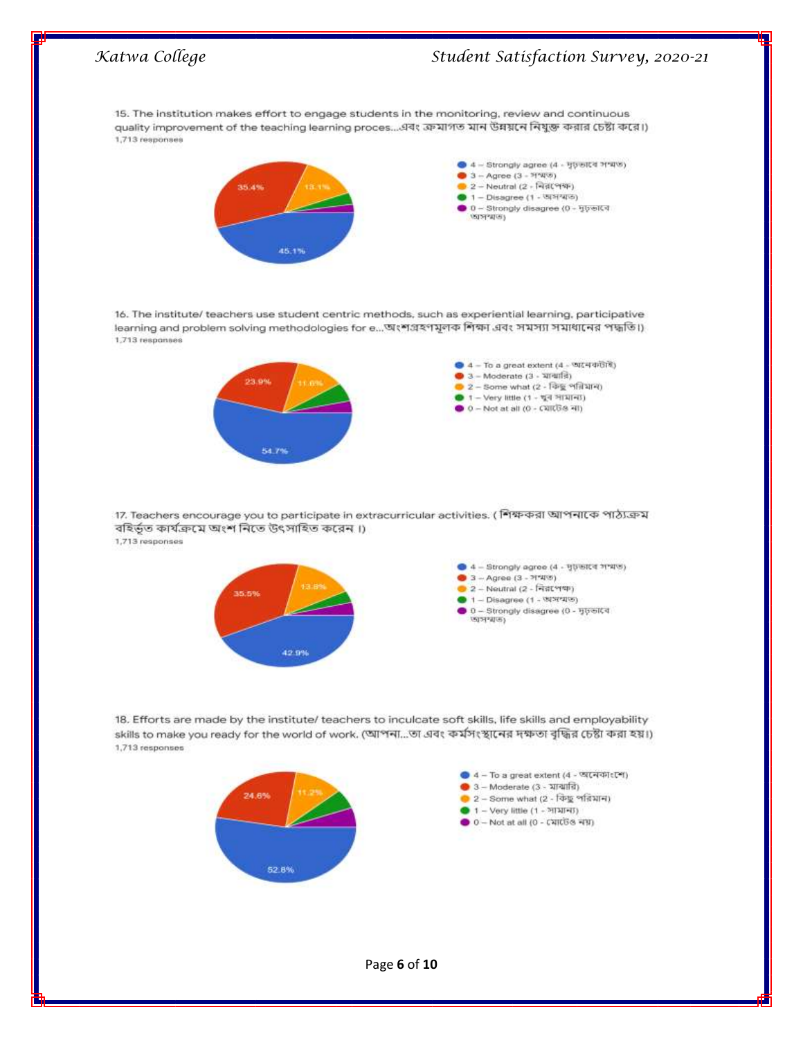15. The institution makes effort to engage students in the monitoring, review and continuous quality improvement of the teaching learning proces...এবং ক্রমাগত মান উন্নয়নে নিযুক্ত করার চেষ্টা করে।)
1,713 responses

- 4 – Strongly agree (4 - দৃঢ়ভাবে সম্মত)
- 3 – Agree (3 - সম্মত)
- 2 – Neutral (2 - নিরপেক্ষ)
- 1 – Disagree (1 - অসম্মত)
- 0 – Strongly disagree (0 - দৃঢ়ভাবে অসম্মত)

45.1% | 35.4% | 13.1%

16. The institute/ teachers use student centric methods, such as experiential learning, participative learning and problem solving methodologies for e...অংশগ্রহণমূলক শিক্ষা এবং সমস্যা সমাধানের পদ্ধতি।)
1,713 responses

- 4 – To a great extent (4 - অনেকটাই)
- 3 – Moderate (3 - মাঝারি)
- 2 – Some what (2 - কিছু পরিমান)
- 1 – Very little (1 - খুব সামান্য)
- 0 – Not at all (0 - মোটেও না)

54.7% | 23.9% | 11.6%

17. Teachers encourage you to participate in extracurricular activities. ( শিক্ষকরা আপনাকে পাঠ্যক্রম বহির্ভূত কার্যক্রমে অংশ নিতে উৎসাহিত করেন ।)
1,713 responses

- 4 – Strongly agree (4 - দৃঢ়ভাবে সম্মত)
- 3 – Agree (3 - সম্মত)
- 2 – Neutral (2 - নিরপেক্ষ)
- 1 – Disagree (1 - অসম্মত)
- 0 – Strongly disagree (0 - দৃঢ়ভাবে অসম্মত)

42.9% | 35.5% | 13.8%

18. Efforts are made by the institute/ teachers to inculcate soft skills, life skills and employability skills to make you ready for the world of work. (আপনা...তা এবং কর্মসংস্থানের দক্ষতা বৃদ্ধির চেষ্টা করা হয়।)
1,713 responses

- 4 – To a great extent (4 - অনেকাংশে)
- 3 – Moderate (3 - মাঝারি)
- 2 – Some what (2 - কিছু পরিমান)
- 1 – Very little (1 - সামান্য)
- 0 – Not at all (0 - মোটেও নয়)

52.8% | 24.6% | 11.2%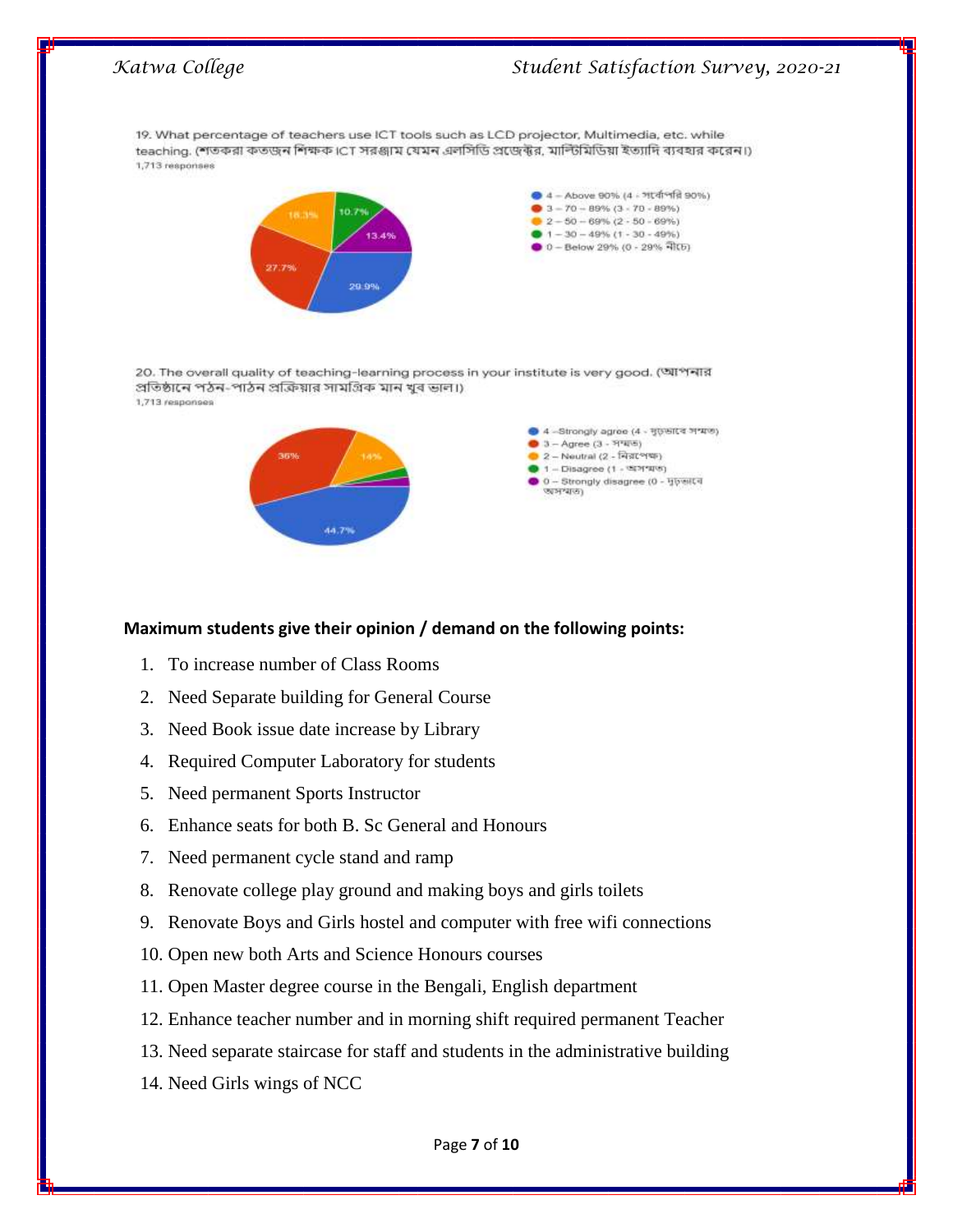19. What percentage of teachers use ICT tools such as LCD projector, Multimedia, etc. while teaching. (শতকরা কতজন শিক্ষক ICT সরঞ্জাম যেমন এলসিডি প্রজেক্টর, মাল্টিমিডিয়া ইত্যাদি ব্যবহার করেন।)
1,713 responses

- 4 – Above 90% (4 - সর্বোপরি 90%) — 29.9%
- 3 – 70 – 89% (3 - 70 - 89%) — 27.7%
- 2 – 50 – 69% (2 - 50 - 69%) — 18.3%
- 1 – 30 – 49% (1 - 30 - 49%) — 10.7%
- 0 – Below 29% (0 - 29% নীচে) — 13.4%

20. The overall quality of teaching-learning process in your institute is very good. (আপনার প্রতিষ্ঠানে পঠন-পাঠন প্রক্রিয়ার সামগ্রিক মান খুব ভাল।)
1,713 responses

- 4 – Strongly agree (4 - দৃঢ়ভাবে সম্মত) — 44.7%
- 3 – Agree (3 - সম্মত) — 36%
- 2 – Neutral (2 - নিরপেক্ষ) — 14%
- 1 – Disagree (1 - অসম্মত)
- 0 – Strongly disagree (0 - দৃঢ়ভাবে অসম্মত)

**Maximum students give their opinion / demand on the following points:**

1. To increase number of Class Rooms
2. Need Separate building for General Course
3. Need Book issue date increase by Library
4. Required Computer Laboratory for students
5. Need permanent Sports Instructor
6. Enhance seats for both B. Sc General and Honours
7. Need permanent cycle stand and ramp
8. Renovate college play ground and making boys and girls toilets
9. Renovate Boys and Girls hostel and computer with free wifi connections
10. Open new both Arts and Science Honours courses
11. Open Master degree course in the Bengali, English department
12. Enhance teacher number and in morning shift required permanent Teacher
13. Need separate staircase for staff and students in the administrative building
14. Need Girls wings of NCC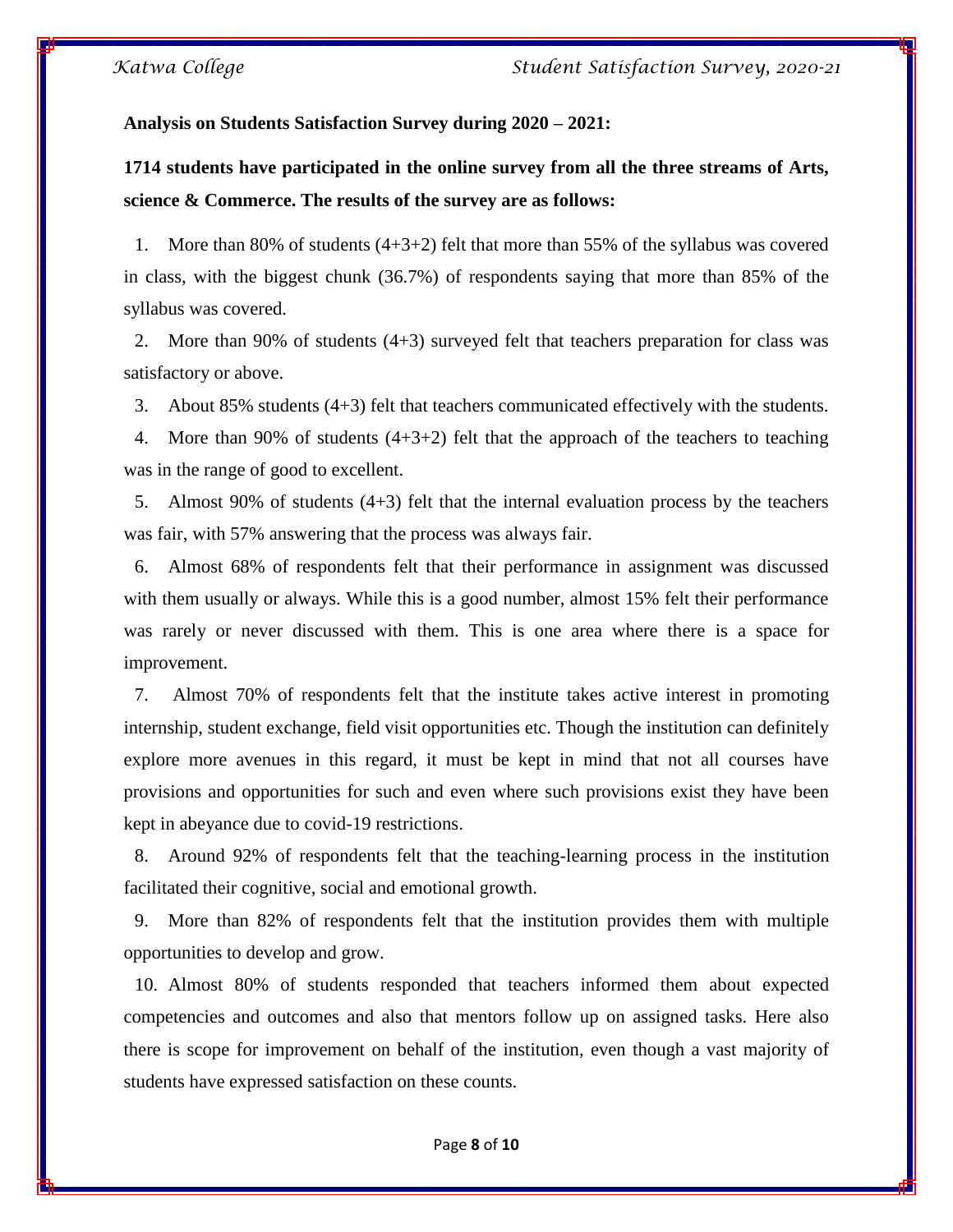**Analysis on Students Satisfaction Survey during 2020 – 2021:**

**1714 students have participated in the online survey from all the three streams of Arts, science & Commerce. The results of the survey are as follows:**

1. More than 80% of students (4+3+2) felt that more than 55% of the syllabus was covered in class, with the biggest chunk (36.7%) of respondents saying that more than 85% of the syllabus was covered.
2. More than 90% of students (4+3) surveyed felt that teachers preparation for class was satisfactory or above.
3. About 85% students (4+3) felt that teachers communicated effectively with the students.
4. More than 90% of students (4+3+2) felt that the approach of the teachers to teaching was in the range of good to excellent.
5. Almost 90% of students (4+3) felt that the internal evaluation process by the teachers was fair, with 57% answering that the process was always fair.
6. Almost 68% of respondents felt that their performance in assignment was discussed with them usually or always. While this is a good number, almost 15% felt their performance was rarely or never discussed with them. This is one area where there is a space for improvement.
7. Almost 70% of respondents felt that the institute takes active interest in promoting internship, student exchange, field visit opportunities etc. Though the institution can definitely explore more avenues in this regard, it must be kept in mind that not all courses have provisions and opportunities for such and even where such provisions exist they have been kept in abeyance due to covid-19 restrictions.
8. Around 92% of respondents felt that the teaching-learning process in the institution facilitated their cognitive, social and emotional growth.
9. More than 82% of respondents felt that the institution provides them with multiple opportunities to develop and grow.
10. Almost 80% of students responded that teachers informed them about expected competencies and outcomes and also that mentors follow up on assigned tasks. Here also there is scope for improvement on behalf of the institution, even though a vast majority of students have expressed satisfaction on these counts.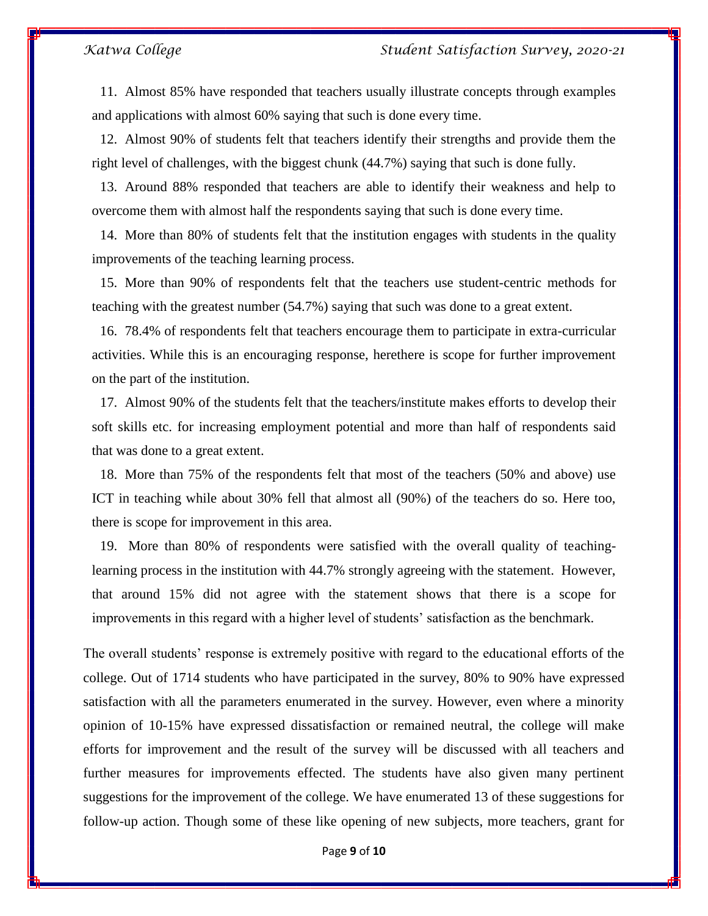11. Almost 85% have responded that teachers usually illustrate concepts through examples and applications with almost 60% saying that such is done every time.

12. Almost 90% of students felt that teachers identify their strengths and provide them the right level of challenges, with the biggest chunk (44.7%) saying that such is done fully.

13. Around 88% responded that teachers are able to identify their weakness and help to overcome them with almost half the respondents saying that such is done every time.

14. More than 80% of students felt that the institution engages with students in the quality improvements of the teaching learning process.

15. More than 90% of respondents felt that the teachers use student-centric methods for teaching with the greatest number (54.7%) saying that such was done to a great extent.

16. 78.4% of respondents felt that teachers encourage them to participate in extra-curricular activities. While this is an encouraging response, herethere is scope for further improvement on the part of the institution.

17. Almost 90% of the students felt that the teachers/institute makes efforts to develop their soft skills etc. for increasing employment potential and more than half of respondents said that was done to a great extent.

18. More than 75% of the respondents felt that most of the teachers (50% and above) use ICT in teaching while about 30% fell that almost all (90%) of the teachers do so. Here too, there is scope for improvement in this area.

19. More than 80% of respondents were satisfied with the overall quality of teaching-learning process in the institution with 44.7% strongly agreeing with the statement. However, that around 15% did not agree with the statement shows that there is a scope for improvements in this regard with a higher level of students' satisfaction as the benchmark.

The overall students' response is extremely positive with regard to the educational efforts of the college. Out of 1714 students who have participated in the survey, 80% to 90% have expressed satisfaction with all the parameters enumerated in the survey. However, even where a minority opinion of 10-15% have expressed dissatisfaction or remained neutral, the college will make efforts for improvement and the result of the survey will be discussed with all teachers and further measures for improvements effected. The students have also given many pertinent suggestions for the improvement of the college. We have enumerated 13 of these suggestions for follow-up action. Though some of these like opening of new subjects, more teachers, grant for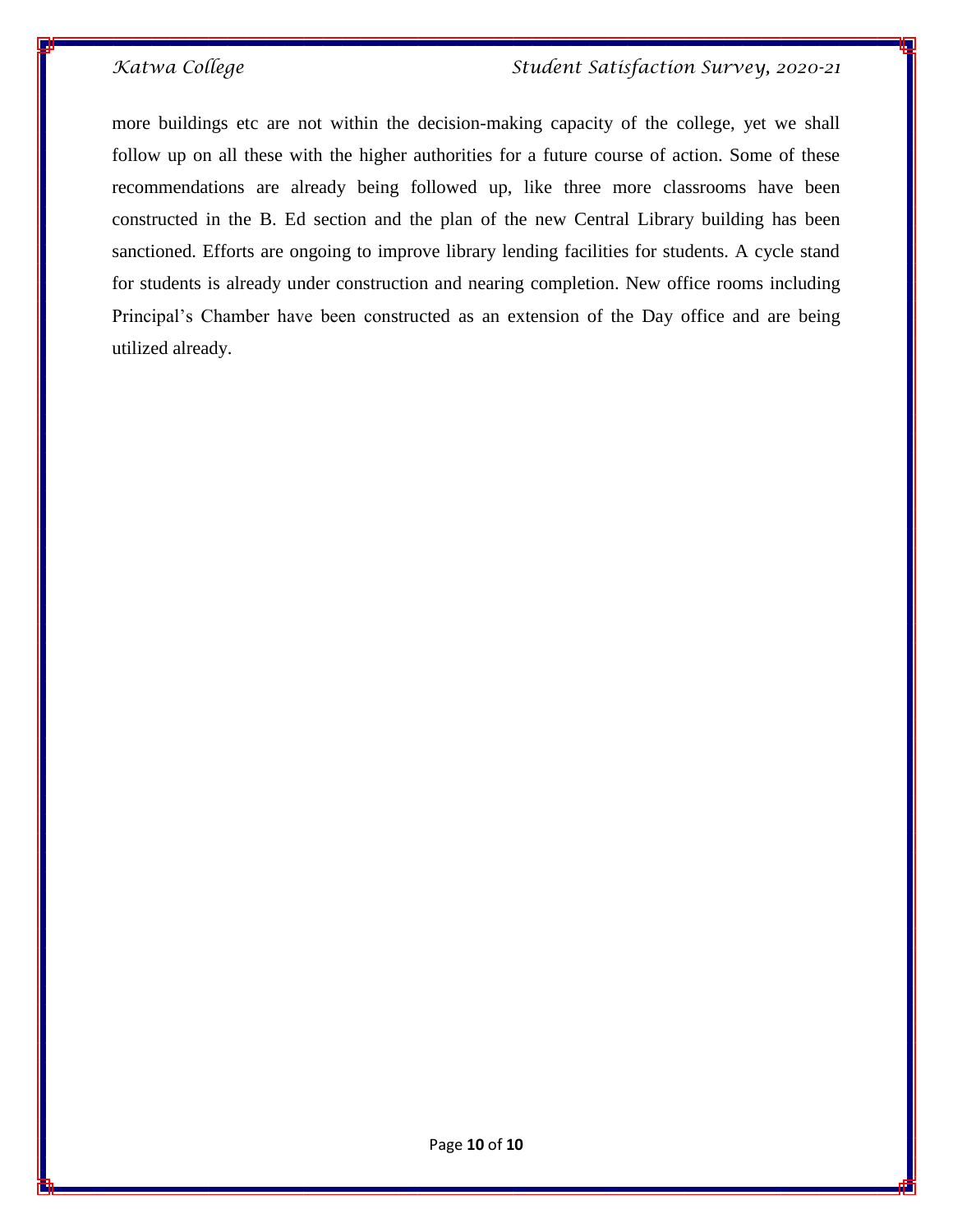more buildings etc are not within the decision-making capacity of the college, yet we shall follow up on all these with the higher authorities for a future course of action. Some of these recommendations are already being followed up, like three more classrooms have been constructed in the B. Ed section and the plan of the new Central Library building has been sanctioned. Efforts are ongoing to improve library lending facilities for students. A cycle stand for students is already under construction and nearing completion. New office rooms including Principal's Chamber have been constructed as an extension of the Day office and are being utilized already.